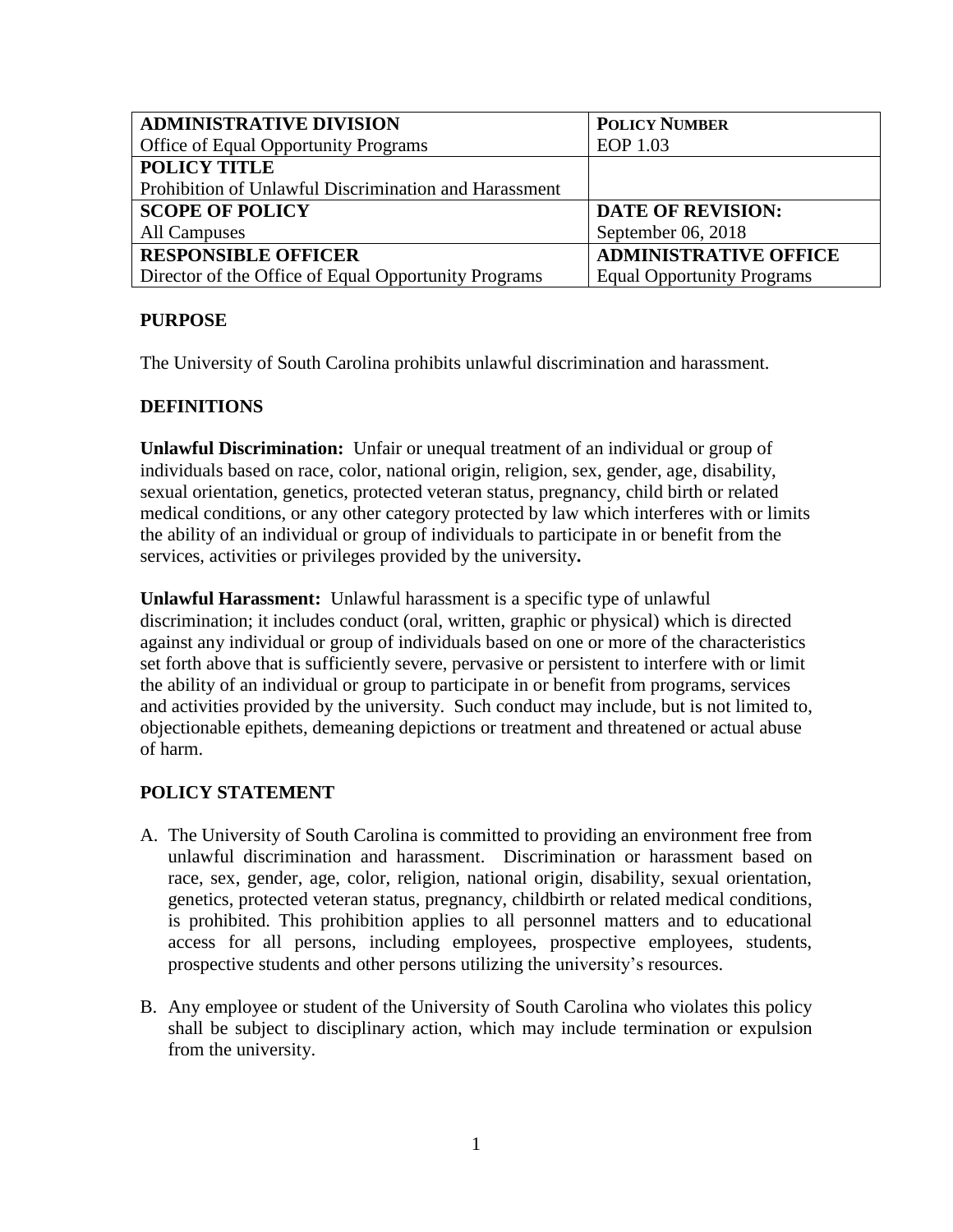| ADMINISTRATIVE DIVISION<br>Office of Equal Opportunity Programs | POLICY NUMBER<br>EOP 1.03 |
|---|---|
| POLICY TITLE<br>Prohibition of Unlawful Discrimination and Harassment | |
| SCOPE OF POLICY<br>All Campuses | DATE OF REVISION:<br>September 06, 2018 |
| RESPONSIBLE OFFICER<br>Director of the Office of Equal Opportunity Programs | ADMINISTRATIVE OFFICE<br>Equal Opportunity Programs |

## PURPOSE

The University of South Carolina prohibits unlawful discrimination and harassment.

## DEFINITIONS

**Unlawful Discrimination:** Unfair or unequal treatment of an individual or group of individuals based on race, color, national origin, religion, sex, gender, age, disability, sexual orientation, genetics, protected veteran status, pregnancy, child birth or related medical conditions, or any other category protected by law which interferes with or limits the ability of an individual or group of individuals to participate in or benefit from the services, activities or privileges provided by the university**.**

**Unlawful Harassment:** Unlawful harassment is a specific type of unlawful discrimination; it includes conduct (oral, written, graphic or physical) which is directed against any individual or group of individuals based on one or more of the characteristics set forth above that is sufficiently severe, pervasive or persistent to interfere with or limit the ability of an individual or group to participate in or benefit from programs, services and activities provided by the university. Such conduct may include, but is not limited to, objectionable epithets, demeaning depictions or treatment and threatened or actual abuse of harm.

## POLICY STATEMENT

A. The University of South Carolina is committed to providing an environment free from unlawful discrimination and harassment. Discrimination or harassment based on race, sex, gender, age, color, religion, national origin, disability, sexual orientation, genetics, protected veteran status, pregnancy, childbirth or related medical conditions, is prohibited. This prohibition applies to all personnel matters and to educational access for all persons, including employees, prospective employees, students, prospective students and other persons utilizing the university's resources.

B. Any employee or student of the University of South Carolina who violates this policy shall be subject to disciplinary action, which may include termination or expulsion from the university.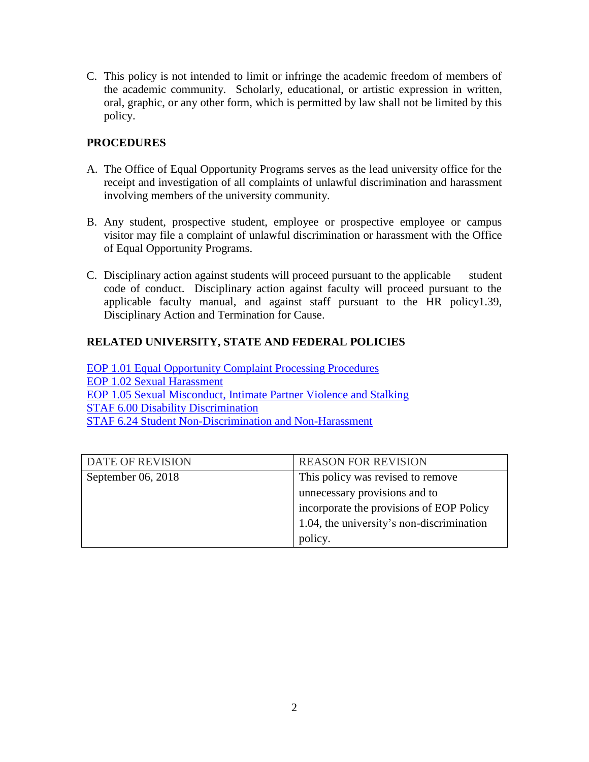C. This policy is not intended to limit or infringe the academic freedom of members of the academic community. Scholarly, educational, or artistic expression in written, oral, graphic, or any other form, which is permitted by law shall not be limited by this policy.

## PROCEDURES

A. The Office of Equal Opportunity Programs serves as the lead university office for the receipt and investigation of all complaints of unlawful discrimination and harassment involving members of the university community.

B. Any student, prospective student, employee or prospective employee or campus visitor may file a complaint of unlawful discrimination or harassment with the Office of Equal Opportunity Programs.

C. Disciplinary action against students will proceed pursuant to the applicable student code of conduct. Disciplinary action against faculty will proceed pursuant to the applicable faculty manual, and against staff pursuant to the HR policy1.39, Disciplinary Action and Termination for Cause.

## RELATED UNIVERSITY, STATE AND FEDERAL POLICIES

EOP 1.01 Equal Opportunity Complaint Processing Procedures
EOP 1.02 Sexual Harassment
EOP 1.05 Sexual Misconduct, Intimate Partner Violence and Stalking
STAF 6.00 Disability Discrimination
STAF 6.24 Student Non-Discrimination and Non-Harassment

| DATE OF REVISION | REASON FOR REVISION |
|---|---|
| September 06, 2018 | This policy was revised to remove unnecessary provisions and to incorporate the provisions of EOP Policy 1.04, the university's non-discrimination policy. |